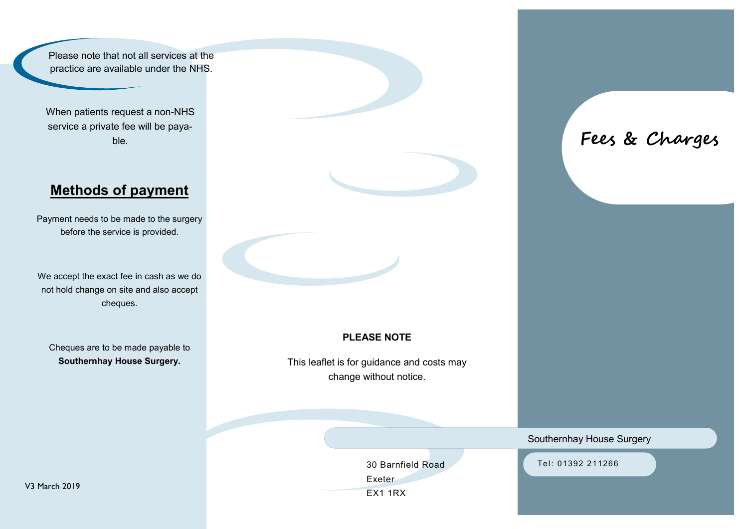Please note that not all services at the practice are available under the NHS.

When patients request a non-NHS service a private fee will be payable.

## Methods of payment

Payment needs to be made to the surgery before the service is provided.

We accept the exact fee in cash as we do not hold change on site and also accept cheques.

Cheques are to be made payable to **Southernhay House Surgery.**

V3 March 2019

**PLEASE NOTE**

This leaflet is for guidance and costs may change without notice.

# Fees & Charges

Southernhay House Surgery

30 Barnfield Road
Exeter
EX1 1RX

Tel: 01392 211266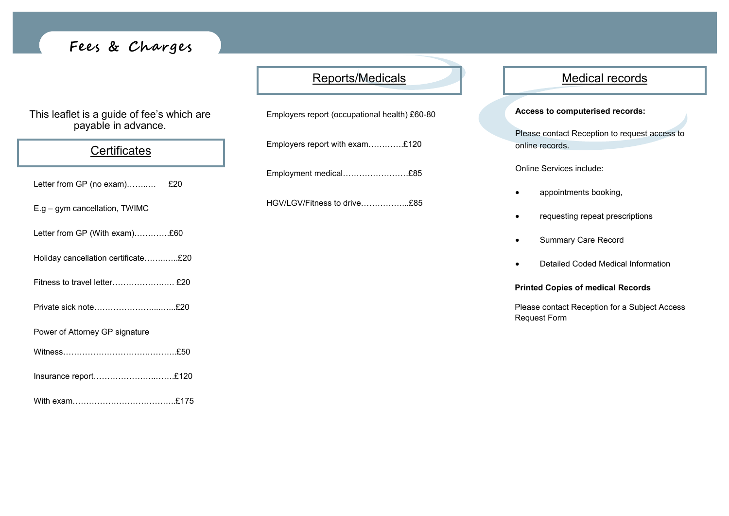# Fees & Charges

This leaflet is a guide of fee's which are payable in advance.

## Certificates

Letter from GP (no exam)……..… £20

E.g – gym cancellation, TWIMC

Letter from GP (With exam)………….£60

Holiday cancellation certificate……..….£20

Fitness to travel letter…………………... £20

Private sick note…………………....…...£20

Power of Attorney GP signature

Witness…………………………….………..£50

Insurance report……………………..…….£120

With exam………………………………..£175

## Reports/Medicals

Employers report (occupational health) £60-80

Employers report with exam………….£120

Employment medical……………………£85

HGV/LGV/Fitness to drive……………...£85

## Medical records

**Access to computerised records:**

Please contact Reception to request access to online records.

Online Services include:

- appointments booking,
- requesting repeat prescriptions
- Summary Care Record
- Detailed Coded Medical Information

**Printed Copies of medical Records**

Please contact Reception for a Subject Access Request Form